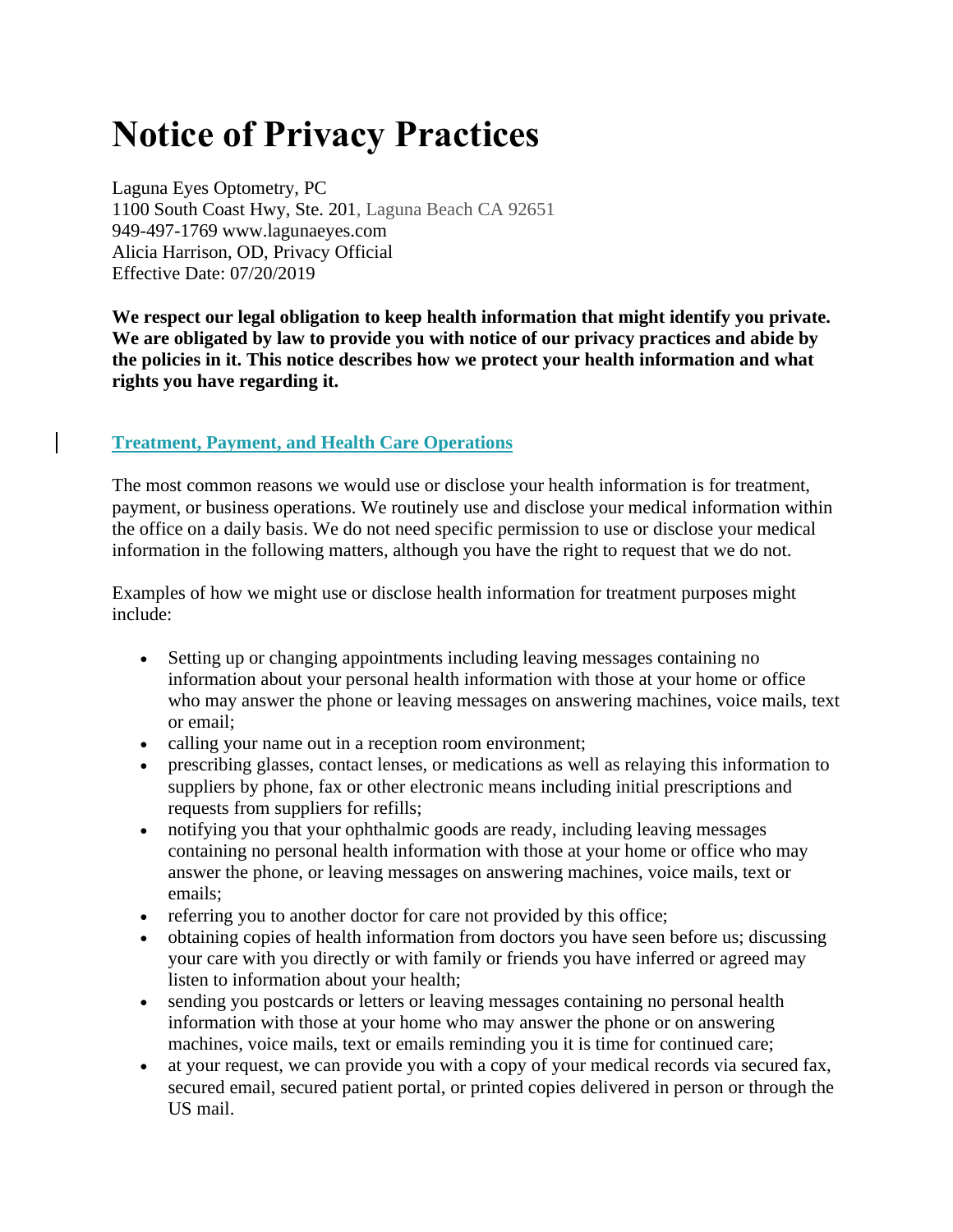# Notice of Privacy Practices

Laguna Eyes Optometry, PC
1100 South Coast Hwy, Ste. 201, Laguna Beach CA 92651
949-497-1769 www.lagunaeyes.com
Alicia Harrison, OD, Privacy Official
Effective Date: 07/20/2019

**We respect our legal obligation to keep health information that might identify you private. We are obligated by law to provide you with notice of our privacy practices and abide by the policies in it. This notice describes how we protect your health information and what rights you have regarding it.**

## Treatment, Payment, and Health Care Operations

The most common reasons we would use or disclose your health information is for treatment, payment, or business operations. We routinely use and disclose your medical information within the office on a daily basis. We do not need specific permission to use or disclose your medical information in the following matters, although you have the right to request that we do not.

Examples of how we might use or disclose health information for treatment purposes might include:

- Setting up or changing appointments including leaving messages containing no information about your personal health information with those at your home or office who may answer the phone or leaving messages on answering machines, voice mails, text or email;
- calling your name out in a reception room environment;
- prescribing glasses, contact lenses, or medications as well as relaying this information to suppliers by phone, fax or other electronic means including initial prescriptions and requests from suppliers for refills;
- notifying you that your ophthalmic goods are ready, including leaving messages containing no personal health information with those at your home or office who may answer the phone, or leaving messages on answering machines, voice mails, text or emails;
- referring you to another doctor for care not provided by this office;
- obtaining copies of health information from doctors you have seen before us; discussing your care with you directly or with family or friends you have inferred or agreed may listen to information about your health;
- sending you postcards or letters or leaving messages containing no personal health information with those at your home who may answer the phone or on answering machines, voice mails, text or emails reminding you it is time for continued care;
- at your request, we can provide you with a copy of your medical records via secured fax, secured email, secured patient portal, or printed copies delivered in person or through the US mail.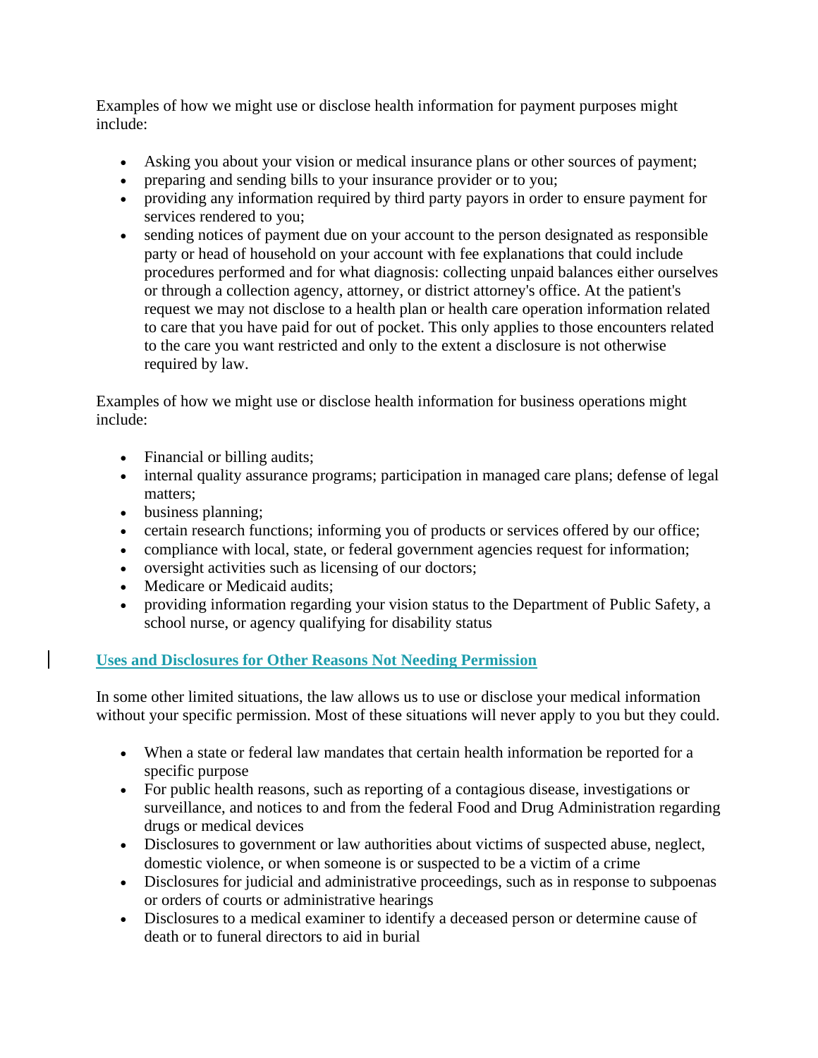Examples of how we might use or disclose health information for payment purposes might include:

- Asking you about your vision or medical insurance plans or other sources of payment;
- preparing and sending bills to your insurance provider or to you;
- providing any information required by third party payors in order to ensure payment for services rendered to you;
- sending notices of payment due on your account to the person designated as responsible party or head of household on your account with fee explanations that could include procedures performed and for what diagnosis: collecting unpaid balances either ourselves or through a collection agency, attorney, or district attorney's office. At the patient's request we may not disclose to a health plan or health care operation information related to care that you have paid for out of pocket. This only applies to those encounters related to the care you want restricted and only to the extent a disclosure is not otherwise required by law.

Examples of how we might use or disclose health information for business operations might include:

- Financial or billing audits;
- internal quality assurance programs; participation in managed care plans; defense of legal matters;
- business planning;
- certain research functions; informing you of products or services offered by our office;
- compliance with local, state, or federal government agencies request for information;
- oversight activities such as licensing of our doctors;
- Medicare or Medicaid audits;
- providing information regarding your vision status to the Department of Public Safety, a school nurse, or agency qualifying for disability status

## Uses and Disclosures for Other Reasons Not Needing Permission

In some other limited situations, the law allows us to use or disclose your medical information without your specific permission. Most of these situations will never apply to you but they could.

- When a state or federal law mandates that certain health information be reported for a specific purpose
- For public health reasons, such as reporting of a contagious disease, investigations or surveillance, and notices to and from the federal Food and Drug Administration regarding drugs or medical devices
- Disclosures to government or law authorities about victims of suspected abuse, neglect, domestic violence, or when someone is or suspected to be a victim of a crime
- Disclosures for judicial and administrative proceedings, such as in response to subpoenas or orders of courts or administrative hearings
- Disclosures to a medical examiner to identify a deceased person or determine cause of death or to funeral directors to aid in burial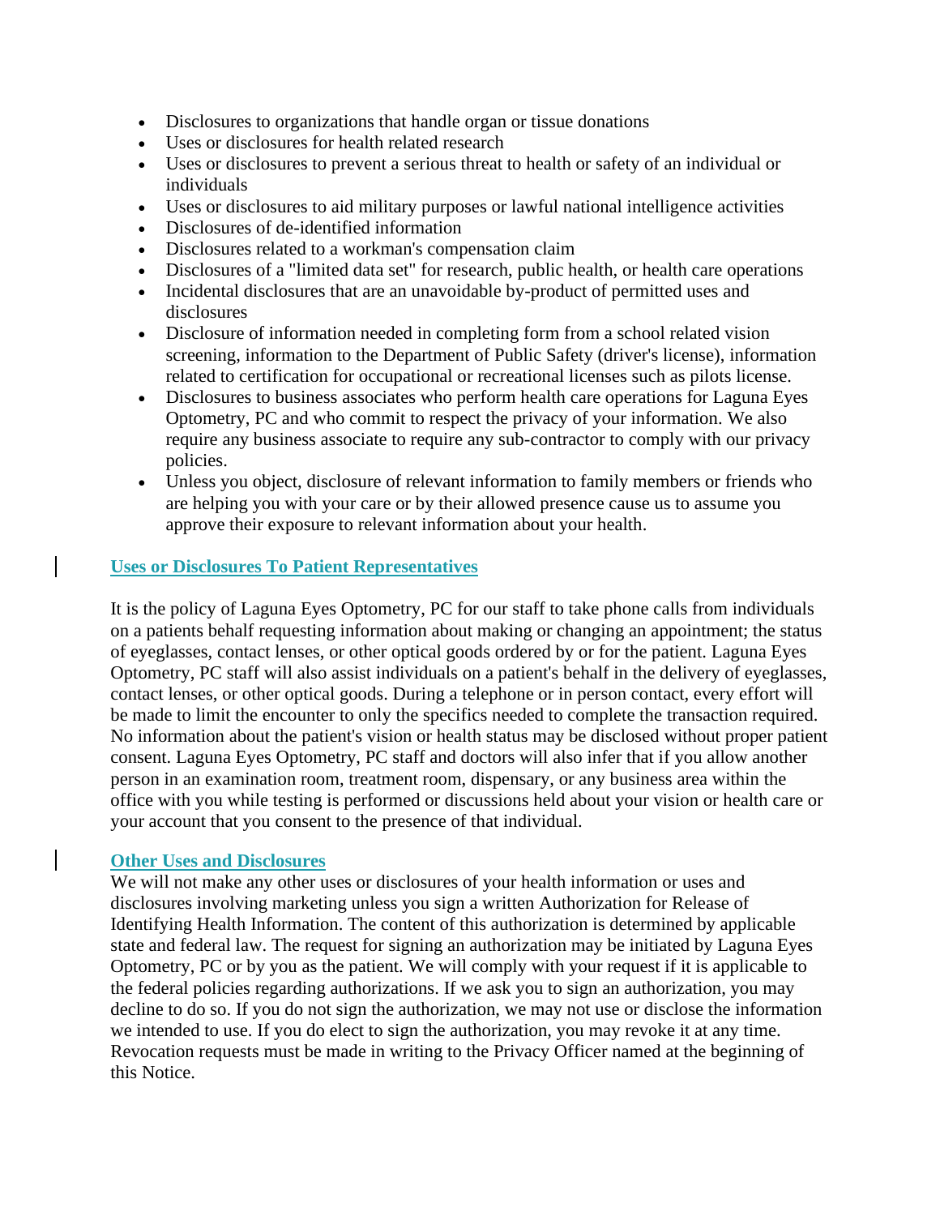- Disclosures to organizations that handle organ or tissue donations
- Uses or disclosures for health related research
- Uses or disclosures to prevent a serious threat to health or safety of an individual or individuals
- Uses or disclosures to aid military purposes or lawful national intelligence activities
- Disclosures of de-identified information
- Disclosures related to a workman's compensation claim
- Disclosures of a "limited data set" for research, public health, or health care operations
- Incidental disclosures that are an unavoidable by-product of permitted uses and disclosures
- Disclosure of information needed in completing form from a school related vision screening, information to the Department of Public Safety (driver's license), information related to certification for occupational or recreational licenses such as pilots license.
- Disclosures to business associates who perform health care operations for Laguna Eyes Optometry, PC and who commit to respect the privacy of your information. We also require any business associate to require any sub-contractor to comply with our privacy policies.
- Unless you object, disclosure of relevant information to family members or friends who are helping you with your care or by their allowed presence cause us to assume you approve their exposure to relevant information about your health.

## Uses or Disclosures To Patient Representatives

It is the policy of Laguna Eyes Optometry, PC for our staff to take phone calls from individuals on a patients behalf requesting information about making or changing an appointment; the status of eyeglasses, contact lenses, or other optical goods ordered by or for the patient. Laguna Eyes Optometry, PC staff will also assist individuals on a patient's behalf in the delivery of eyeglasses, contact lenses, or other optical goods. During a telephone or in person contact, every effort will be made to limit the encounter to only the specifics needed to complete the transaction required. No information about the patient's vision or health status may be disclosed without proper patient consent. Laguna Eyes Optometry, PC staff and doctors will also infer that if you allow another person in an examination room, treatment room, dispensary, or any business area within the office with you while testing is performed or discussions held about your vision or health care or your account that you consent to the presence of that individual.

## Other Uses and Disclosures

We will not make any other uses or disclosures of your health information or uses and disclosures involving marketing unless you sign a written Authorization for Release of Identifying Health Information. The content of this authorization is determined by applicable state and federal law. The request for signing an authorization may be initiated by Laguna Eyes Optometry, PC or by you as the patient. We will comply with your request if it is applicable to the federal policies regarding authorizations. If we ask you to sign an authorization, you may decline to do so. If you do not sign the authorization, we may not use or disclose the information we intended to use. If you do elect to sign the authorization, you may revoke it at any time. Revocation requests must be made in writing to the Privacy Officer named at the beginning of this Notice.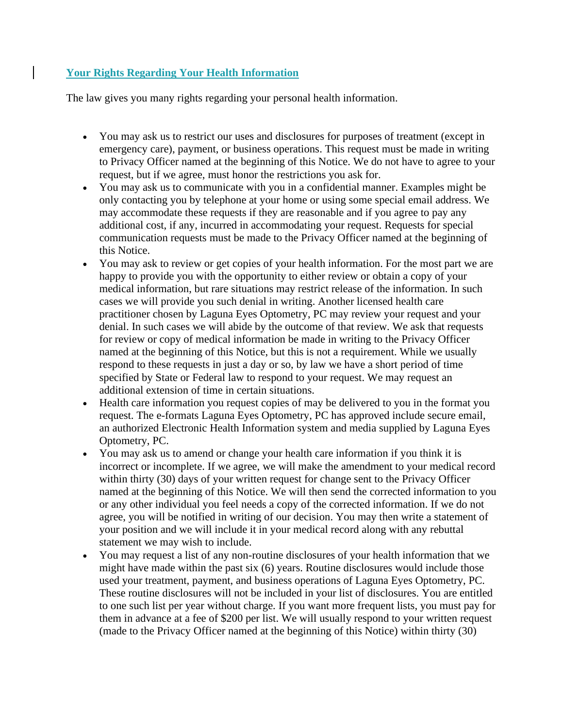## Your Rights Regarding Your Health Information

The law gives you many rights regarding your personal health information.

- You may ask us to restrict our uses and disclosures for purposes of treatment (except in emergency care), payment, or business operations. This request must be made in writing to Privacy Officer named at the beginning of this Notice. We do not have to agree to your request, but if we agree, must honor the restrictions you ask for.
- You may ask us to communicate with you in a confidential manner. Examples might be only contacting you by telephone at your home or using some special email address. We may accommodate these requests if they are reasonable and if you agree to pay any additional cost, if any, incurred in accommodating your request. Requests for special communication requests must be made to the Privacy Officer named at the beginning of this Notice.
- You may ask to review or get copies of your health information. For the most part we are happy to provide you with the opportunity to either review or obtain a copy of your medical information, but rare situations may restrict release of the information. In such cases we will provide you such denial in writing. Another licensed health care practitioner chosen by Laguna Eyes Optometry, PC may review your request and your denial. In such cases we will abide by the outcome of that review. We ask that requests for review or copy of medical information be made in writing to the Privacy Officer named at the beginning of this Notice, but this is not a requirement. While we usually respond to these requests in just a day or so, by law we have a short period of time specified by State or Federal law to respond to your request. We may request an additional extension of time in certain situations.
- Health care information you request copies of may be delivered to you in the format you request. The e-formats Laguna Eyes Optometry, PC has approved include secure email, an authorized Electronic Health Information system and media supplied by Laguna Eyes Optometry, PC.
- You may ask us to amend or change your health care information if you think it is incorrect or incomplete. If we agree, we will make the amendment to your medical record within thirty (30) days of your written request for change sent to the Privacy Officer named at the beginning of this Notice. We will then send the corrected information to you or any other individual you feel needs a copy of the corrected information. If we do not agree, you will be notified in writing of our decision. You may then write a statement of your position and we will include it in your medical record along with any rebuttal statement we may wish to include.
- You may request a list of any non-routine disclosures of your health information that we might have made within the past six (6) years. Routine disclosures would include those used your treatment, payment, and business operations of Laguna Eyes Optometry, PC. These routine disclosures will not be included in your list of disclosures. You are entitled to one such list per year without charge. If you want more frequent lists, you must pay for them in advance at a fee of $200 per list. We will usually respond to your written request (made to the Privacy Officer named at the beginning of this Notice) within thirty (30)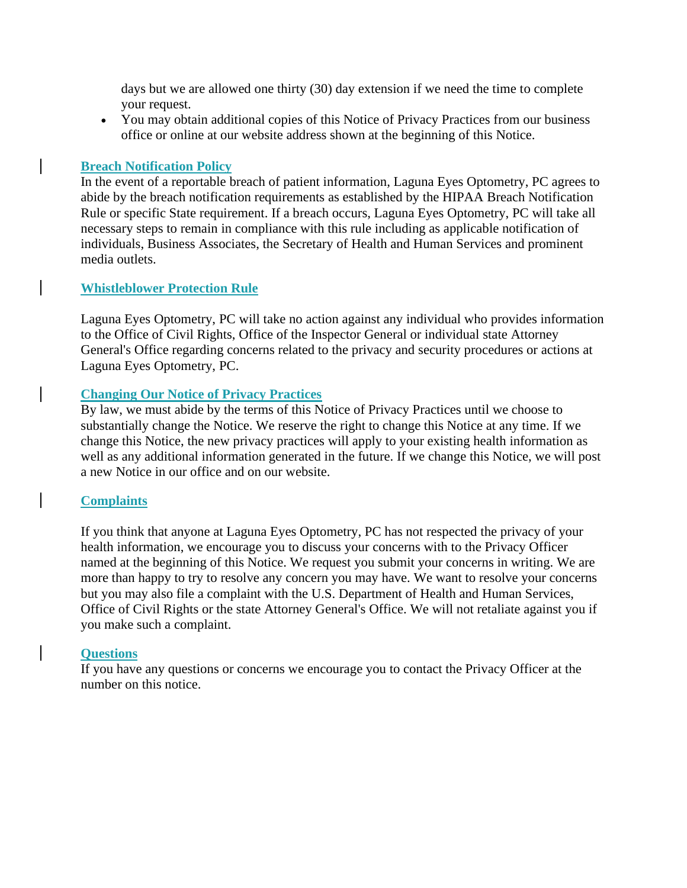days but we are allowed one thirty (30) day extension if we need the time to complete your request.

- You may obtain additional copies of this Notice of Privacy Practices from our business office or online at our website address shown at the beginning of this Notice.

## Breach Notification Policy

In the event of a reportable breach of patient information, Laguna Eyes Optometry, PC agrees to abide by the breach notification requirements as established by the HIPAA Breach Notification Rule or specific State requirement. If a breach occurs, Laguna Eyes Optometry, PC will take all necessary steps to remain in compliance with this rule including as applicable notification of individuals, Business Associates, the Secretary of Health and Human Services and prominent media outlets.

## Whistleblower Protection Rule

Laguna Eyes Optometry, PC will take no action against any individual who provides information to the Office of Civil Rights, Office of the Inspector General or individual state Attorney General's Office regarding concerns related to the privacy and security procedures or actions at Laguna Eyes Optometry, PC.

## Changing Our Notice of Privacy Practices

By law, we must abide by the terms of this Notice of Privacy Practices until we choose to substantially change the Notice. We reserve the right to change this Notice at any time. If we change this Notice, the new privacy practices will apply to your existing health information as well as any additional information generated in the future. If we change this Notice, we will post a new Notice in our office and on our website.

## Complaints

If you think that anyone at Laguna Eyes Optometry, PC has not respected the privacy of your health information, we encourage you to discuss your concerns with to the Privacy Officer named at the beginning of this Notice. We request you submit your concerns in writing. We are more than happy to try to resolve any concern you may have. We want to resolve your concerns but you may also file a complaint with the U.S. Department of Health and Human Services, Office of Civil Rights or the state Attorney General's Office. We will not retaliate against you if you make such a complaint.

## Questions

If you have any questions or concerns we encourage you to contact the Privacy Officer at the number on this notice.